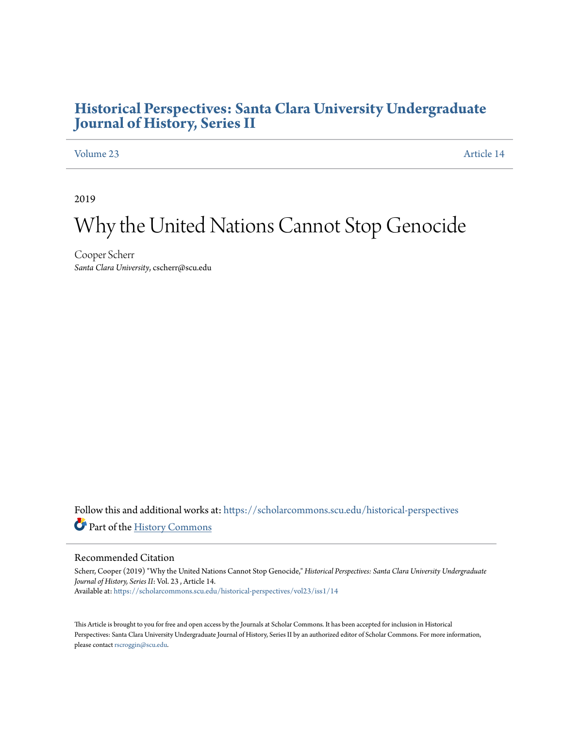# Historical Perspectives: Santa Clara University Undergraduate Journal of History, Series II

Volume 23 | Article 14

2019

# Why the United Nations Cannot Stop Genocide

Cooper Scherr
*Santa Clara University*, cscherr@scu.edu

Follow this and additional works at: https://scholarcommons.scu.edu/historical-perspectives

Part of the History Commons

## Recommended Citation

Scherr, Cooper (2019) "Why the United Nations Cannot Stop Genocide," *Historical Perspectives: Santa Clara University Undergraduate Journal of History, Series II*: Vol. 23 , Article 14.
Available at: https://scholarcommons.scu.edu/historical-perspectives/vol23/iss1/14

This Article is brought to you for free and open access by the Journals at Scholar Commons. It has been accepted for inclusion in Historical Perspectives: Santa Clara University Undergraduate Journal of History, Series II by an authorized editor of Scholar Commons. For more information, please contact rscroggin@scu.edu.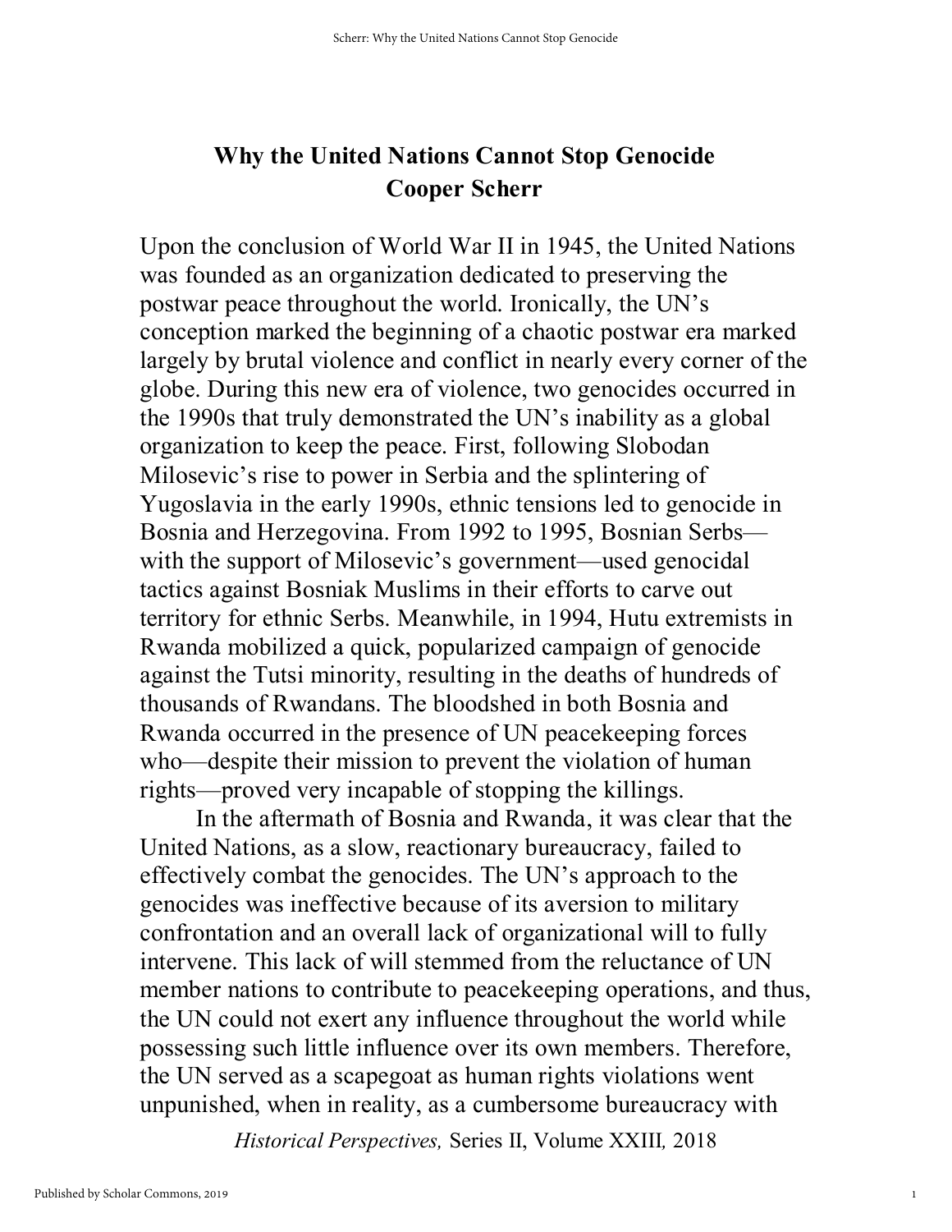# Why the United Nations Cannot Stop Genocide

## Cooper Scherr

Upon the conclusion of World War II in 1945, the United Nations was founded as an organization dedicated to preserving the postwar peace throughout the world. Ironically, the UN's conception marked the beginning of a chaotic postwar era marked largely by brutal violence and conflict in nearly every corner of the globe. During this new era of violence, two genocides occurred in the 1990s that truly demonstrated the UN's inability as a global organization to keep the peace. First, following Slobodan Milosevic's rise to power in Serbia and the splintering of Yugoslavia in the early 1990s, ethnic tensions led to genocide in Bosnia and Herzegovina. From 1992 to 1995, Bosnian Serbs—with the support of Milosevic's government—used genocidal tactics against Bosniak Muslims in their efforts to carve out territory for ethnic Serbs. Meanwhile, in 1994, Hutu extremists in Rwanda mobilized a quick, popularized campaign of genocide against the Tutsi minority, resulting in the deaths of hundreds of thousands of Rwandans. The bloodshed in both Bosnia and Rwanda occurred in the presence of UN peacekeeping forces who—despite their mission to prevent the violation of human rights—proved very incapable of stopping the killings.

In the aftermath of Bosnia and Rwanda, it was clear that the United Nations, as a slow, reactionary bureaucracy, failed to effectively combat the genocides. The UN's approach to the genocides was ineffective because of its aversion to military confrontation and an overall lack of organizational will to fully intervene. This lack of will stemmed from the reluctance of UN member nations to contribute to peacekeeping operations, and thus, the UN could not exert any influence throughout the world while possessing such little influence over its own members. Therefore, the UN served as a scapegoat as human rights violations went unpunished, when in reality, as a cumbersome bureaucracy with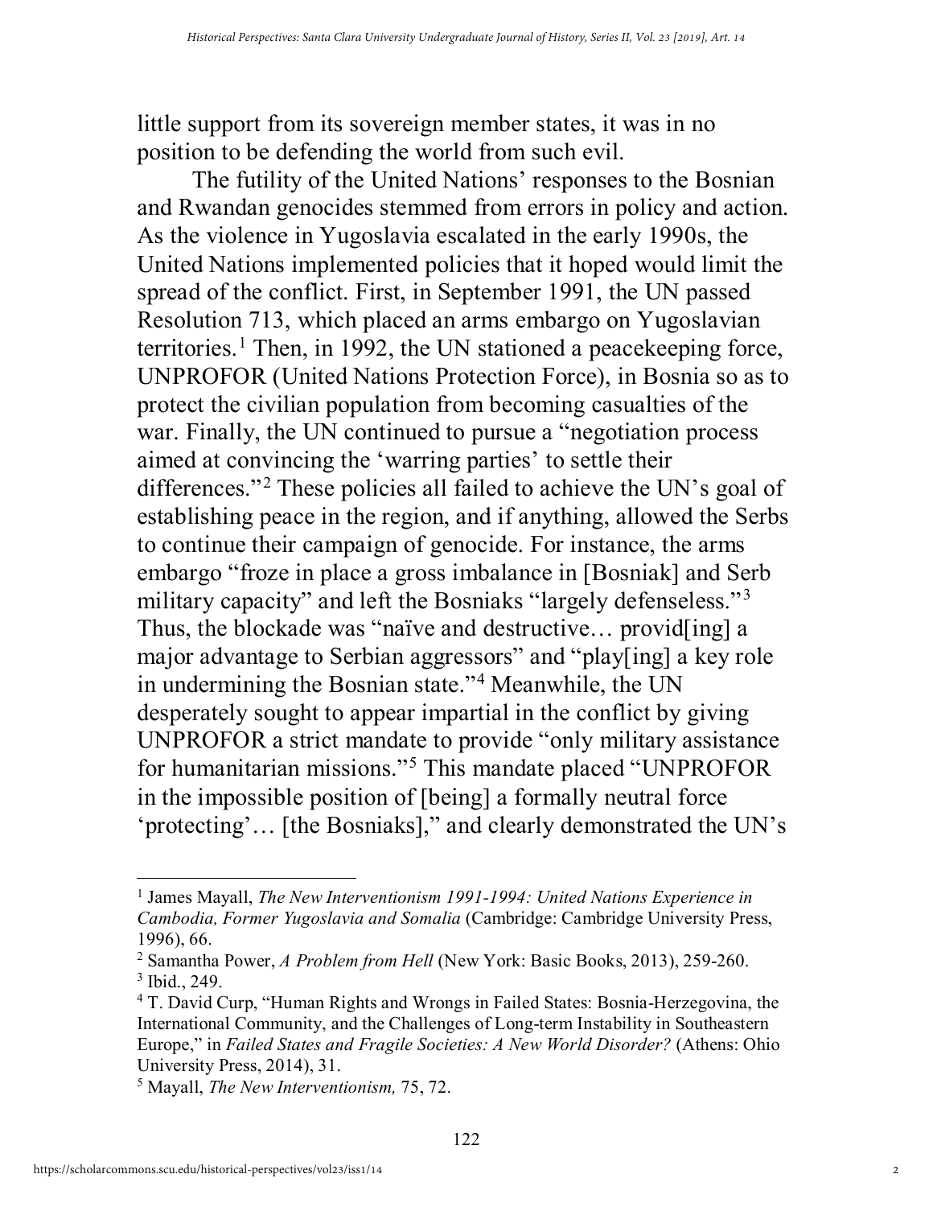little support from its sovereign member states, it was in no position to be defending the world from such evil.

The futility of the United Nations' responses to the Bosnian and Rwandan genocides stemmed from errors in policy and action. As the violence in Yugoslavia escalated in the early 1990s, the United Nations implemented policies that it hoped would limit the spread of the conflict. First, in September 1991, the UN passed Resolution 713, which placed an arms embargo on Yugoslavian territories.[1] Then, in 1992, the UN stationed a peacekeeping force, UNPROFOR (United Nations Protection Force), in Bosnia so as to protect the civilian population from becoming casualties of the war. Finally, the UN continued to pursue a "negotiation process aimed at convincing the 'warring parties' to settle their differences."[2] These policies all failed to achieve the UN's goal of establishing peace in the region, and if anything, allowed the Serbs to continue their campaign of genocide. For instance, the arms embargo "froze in place a gross imbalance in [Bosniak] and Serb military capacity" and left the Bosniaks "largely defenseless."[3] Thus, the blockade was "naïve and destructive… provid[ing] a major advantage to Serbian aggressors" and "play[ing] a key role in undermining the Bosnian state."[4] Meanwhile, the UN desperately sought to appear impartial in the conflict by giving UNPROFOR a strict mandate to provide "only military assistance for humanitarian missions."[5] This mandate placed "UNPROFOR in the impossible position of [being] a formally neutral force 'protecting'… [the Bosniaks]," and clearly demonstrated the UN's

---

[1] James Mayall, *The New Interventionism 1991-1994: United Nations Experience in Cambodia, Former Yugoslavia and Somalia* (Cambridge: Cambridge University Press, 1996), 66.

[2] Samantha Power, *A Problem from Hell* (New York: Basic Books, 2013), 259-260.

[3] Ibid., 249.

[4] T. David Curp, "Human Rights and Wrongs in Failed States: Bosnia-Herzegovina, the International Community, and the Challenges of Long-term Instability in Southeastern Europe," in *Failed States and Fragile Societies: A New World Disorder?* (Athens: Ohio University Press, 2014), 31.

[5] Mayall, *The New Interventionism,* 75, 72.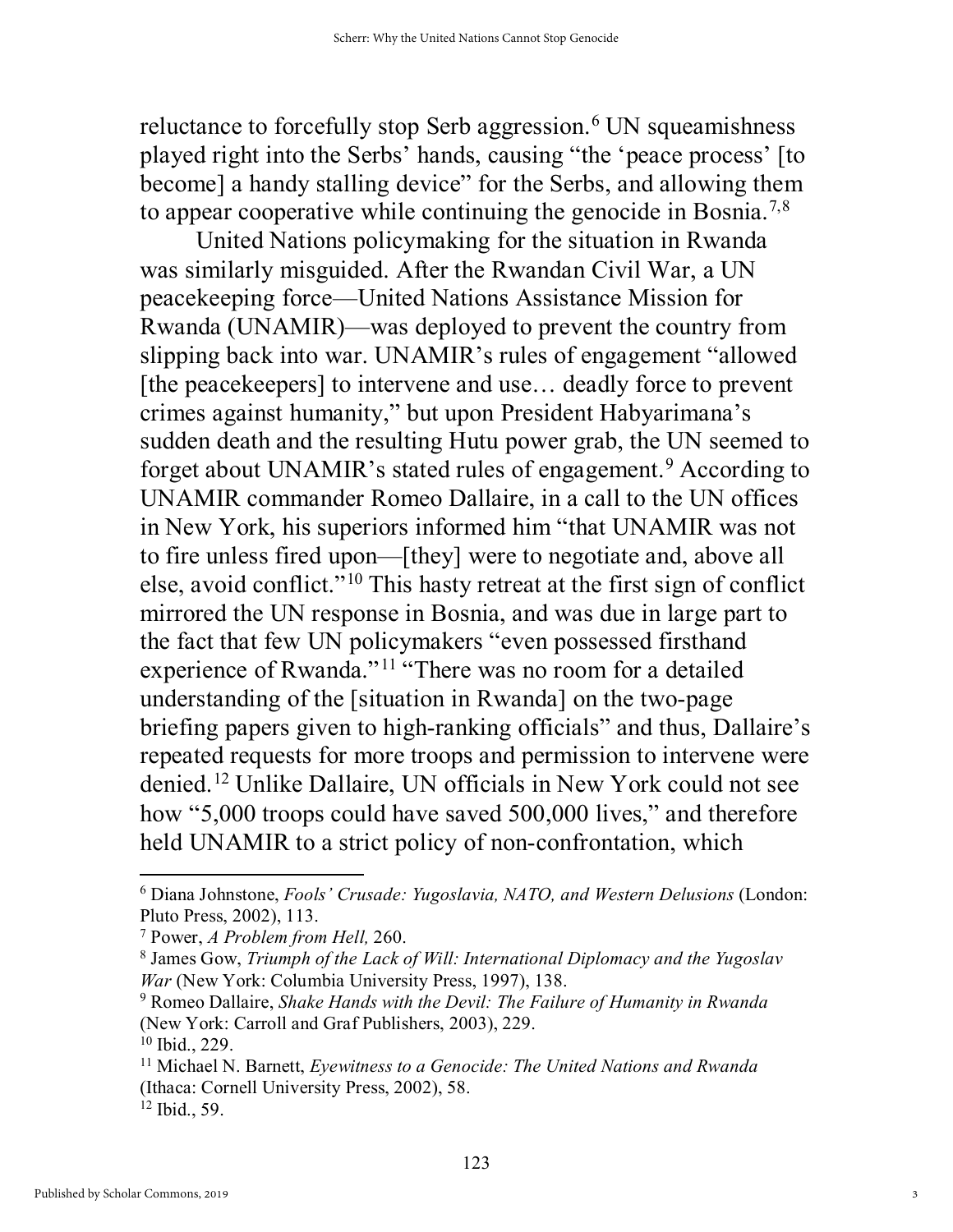reluctance to forcefully stop Serb aggression.[6] UN squeamishness played right into the Serbs' hands, causing "the 'peace process' [to become] a handy stalling device" for the Serbs, and allowing them to appear cooperative while continuing the genocide in Bosnia.[7,8]

United Nations policymaking for the situation in Rwanda was similarly misguided. After the Rwandan Civil War, a UN peacekeeping force—United Nations Assistance Mission for Rwanda (UNAMIR)—was deployed to prevent the country from slipping back into war. UNAMIR's rules of engagement "allowed [the peacekeepers] to intervene and use… deadly force to prevent crimes against humanity," but upon President Habyarimana's sudden death and the resulting Hutu power grab, the UN seemed to forget about UNAMIR's stated rules of engagement.[9] According to UNAMIR commander Romeo Dallaire, in a call to the UN offices in New York, his superiors informed him "that UNAMIR was not to fire unless fired upon—[they] were to negotiate and, above all else, avoid conflict."[10] This hasty retreat at the first sign of conflict mirrored the UN response in Bosnia, and was due in large part to the fact that few UN policymakers "even possessed firsthand experience of Rwanda."[11] "There was no room for a detailed understanding of the [situation in Rwanda] on the two-page briefing papers given to high-ranking officials" and thus, Dallaire's repeated requests for more troops and permission to intervene were denied.[12] Unlike Dallaire, UN officials in New York could not see how "5,000 troops could have saved 500,000 lives," and therefore held UNAMIR to a strict policy of non-confrontation, which

---

[6] Diana Johnstone, *Fools' Crusade: Yugoslavia, NATO, and Western Delusions* (London: Pluto Press, 2002), 113.

[7] Power, *A Problem from Hell,* 260.

[8] James Gow, *Triumph of the Lack of Will: International Diplomacy and the Yugoslav War* (New York: Columbia University Press, 1997), 138.

[9] Romeo Dallaire, *Shake Hands with the Devil: The Failure of Humanity in Rwanda* (New York: Carroll and Graf Publishers, 2003), 229.

[10] Ibid., 229.

[11] Michael N. Barnett, *Eyewitness to a Genocide: The United Nations and Rwanda* (Ithaca: Cornell University Press, 2002), 58.

[12] Ibid., 59.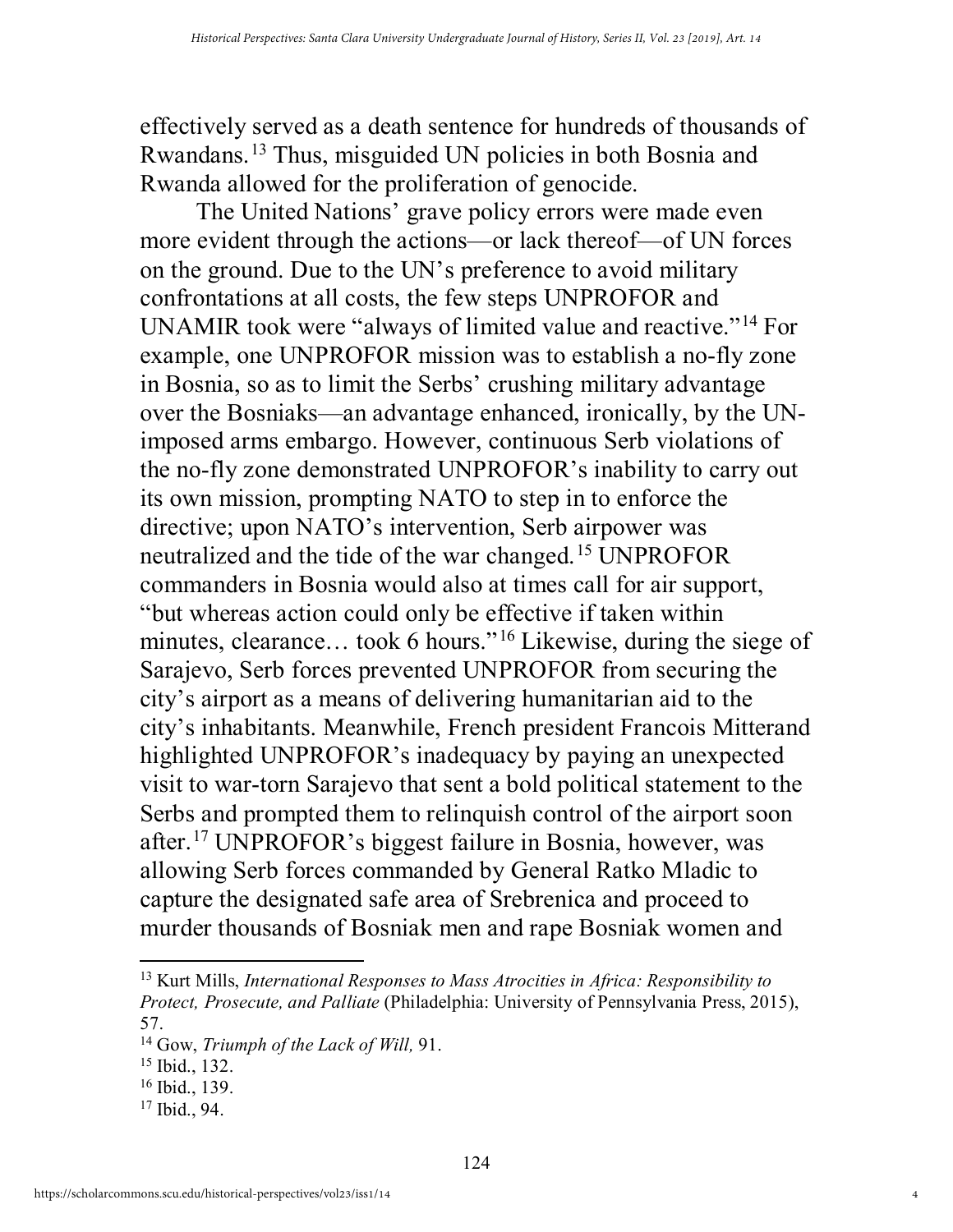effectively served as a death sentence for hundreds of thousands of Rwandans.[13] Thus, misguided UN policies in both Bosnia and Rwanda allowed for the proliferation of genocide.

The United Nations' grave policy errors were made even more evident through the actions—or lack thereof—of UN forces on the ground. Due to the UN's preference to avoid military confrontations at all costs, the few steps UNPROFOR and UNAMIR took were "always of limited value and reactive."[14] For example, one UNPROFOR mission was to establish a no-fly zone in Bosnia, so as to limit the Serbs' crushing military advantage over the Bosniaks—an advantage enhanced, ironically, by the UN-imposed arms embargo. However, continuous Serb violations of the no-fly zone demonstrated UNPROFOR's inability to carry out its own mission, prompting NATO to step in to enforce the directive; upon NATO's intervention, Serb airpower was neutralized and the tide of the war changed.[15] UNPROFOR commanders in Bosnia would also at times call for air support, "but whereas action could only be effective if taken within minutes, clearance… took 6 hours."[16] Likewise, during the siege of Sarajevo, Serb forces prevented UNPROFOR from securing the city's airport as a means of delivering humanitarian aid to the city's inhabitants. Meanwhile, French president Francois Mitterand highlighted UNPROFOR's inadequacy by paying an unexpected visit to war-torn Sarajevo that sent a bold political statement to the Serbs and prompted them to relinquish control of the airport soon after.[17] UNPROFOR's biggest failure in Bosnia, however, was allowing Serb forces commanded by General Ratko Mladic to capture the designated safe area of Srebrenica and proceed to murder thousands of Bosniak men and rape Bosniak women and

---

[13] Kurt Mills, *International Responses to Mass Atrocities in Africa: Responsibility to Protect, Prosecute, and Palliate* (Philadelphia: University of Pennsylvania Press, 2015), 57.

[14] Gow, *Triumph of the Lack of Will,* 91.

[15] Ibid., 132.

[16] Ibid., 139.

[17] Ibid., 94.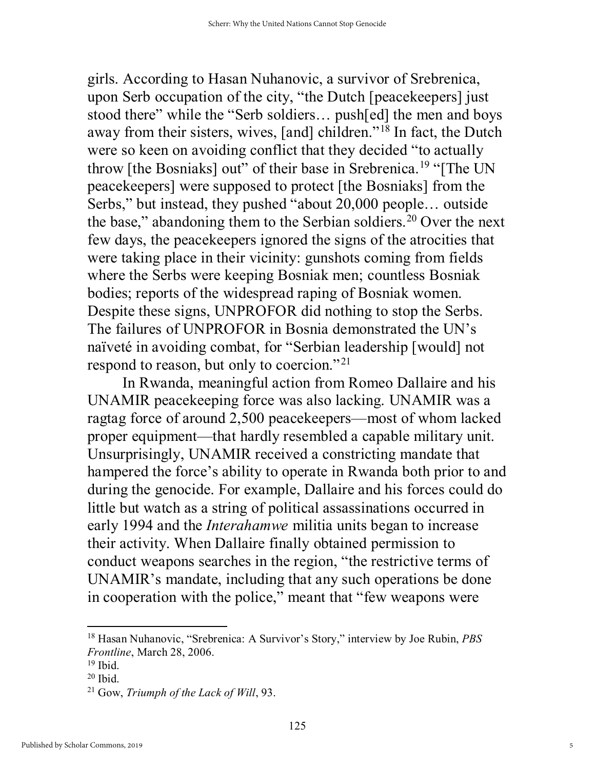girls. According to Hasan Nuhanovic, a survivor of Srebrenica, upon Serb occupation of the city, "the Dutch [peacekeepers] just stood there" while the "Serb soldiers… push[ed] the men and boys away from their sisters, wives, [and] children."[18] In fact, the Dutch were so keen on avoiding conflict that they decided "to actually throw [the Bosniaks] out" of their base in Srebrenica.[19] "[The UN peacekeepers] were supposed to protect [the Bosniaks] from the Serbs," but instead, they pushed "about 20,000 people… outside the base," abandoning them to the Serbian soldiers.[20] Over the next few days, the peacekeepers ignored the signs of the atrocities that were taking place in their vicinity: gunshots coming from fields where the Serbs were keeping Bosniak men; countless Bosniak bodies; reports of the widespread raping of Bosniak women. Despite these signs, UNPROFOR did nothing to stop the Serbs. The failures of UNPROFOR in Bosnia demonstrated the UN's naïveté in avoiding combat, for "Serbian leadership [would] not respond to reason, but only to coercion."[21]

In Rwanda, meaningful action from Romeo Dallaire and his UNAMIR peacekeeping force was also lacking. UNAMIR was a ragtag force of around 2,500 peacekeepers—most of whom lacked proper equipment—that hardly resembled a capable military unit. Unsurprisingly, UNAMIR received a constricting mandate that hampered the force's ability to operate in Rwanda both prior to and during the genocide. For example, Dallaire and his forces could do little but watch as a string of political assassinations occurred in early 1994 and the *Interahamwe* militia units began to increase their activity. When Dallaire finally obtained permission to conduct weapons searches in the region, "the restrictive terms of UNAMIR's mandate, including that any such operations be done in cooperation with the police," meant that "few weapons were

---

[18] Hasan Nuhanovic, "Srebrenica: A Survivor's Story," interview by Joe Rubin, *PBS Frontline*, March 28, 2006.

[19] Ibid.

[20] Ibid.

[21] Gow, *Triumph of the Lack of Will*, 93.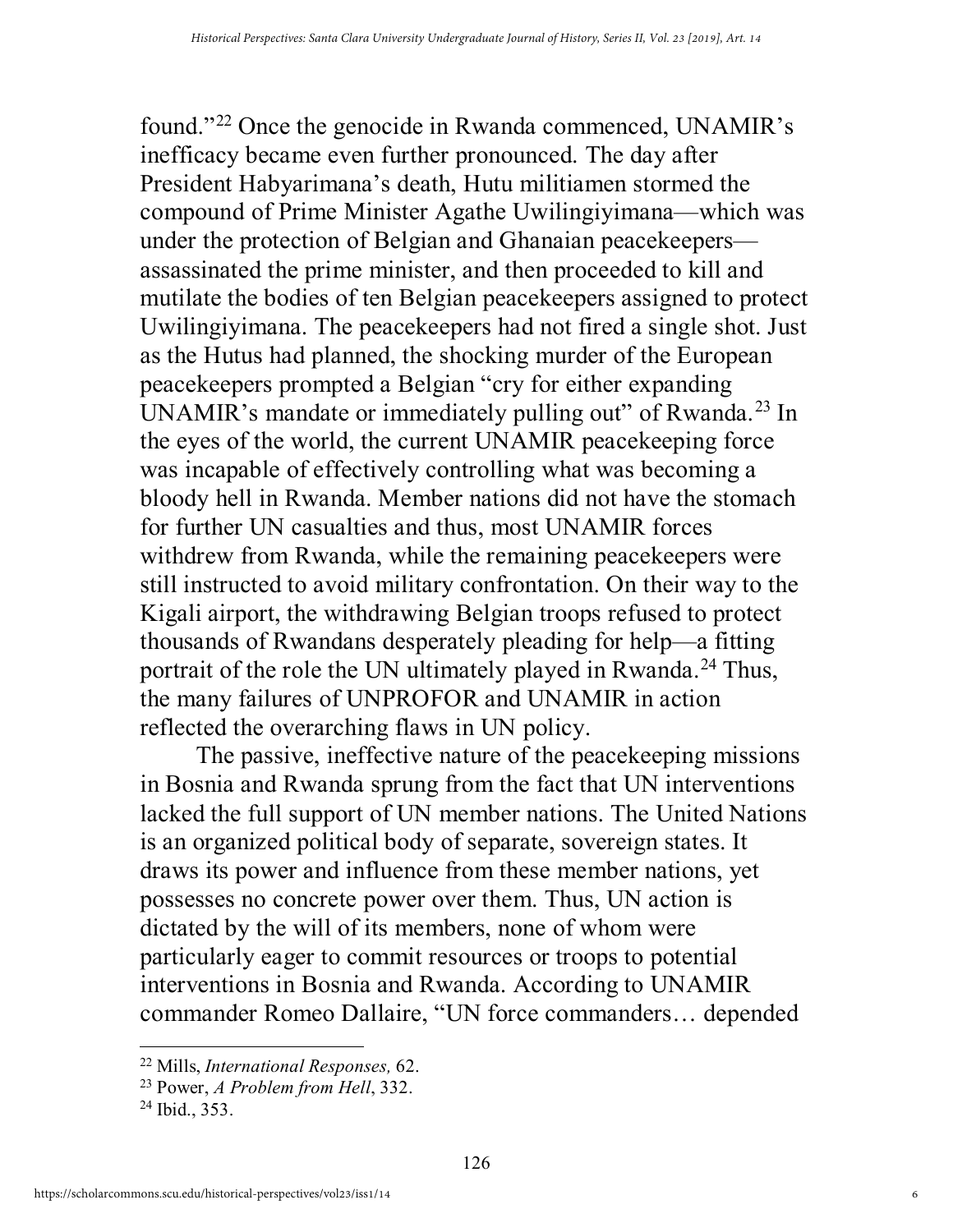found."[22] Once the genocide in Rwanda commenced, UNAMIR's inefficacy became even further pronounced. The day after President Habyarimana's death, Hutu militiamen stormed the compound of Prime Minister Agathe Uwilingiyimana—which was under the protection of Belgian and Ghanaian peacekeepers—assassinated the prime minister, and then proceeded to kill and mutilate the bodies of ten Belgian peacekeepers assigned to protect Uwilingiyimana. The peacekeepers had not fired a single shot. Just as the Hutus had planned, the shocking murder of the European peacekeepers prompted a Belgian "cry for either expanding UNAMIR's mandate or immediately pulling out" of Rwanda.[23] In the eyes of the world, the current UNAMIR peacekeeping force was incapable of effectively controlling what was becoming a bloody hell in Rwanda. Member nations did not have the stomach for further UN casualties and thus, most UNAMIR forces withdrew from Rwanda, while the remaining peacekeepers were still instructed to avoid military confrontation. On their way to the Kigali airport, the withdrawing Belgian troops refused to protect thousands of Rwandans desperately pleading for help—a fitting portrait of the role the UN ultimately played in Rwanda.[24] Thus, the many failures of UNPROFOR and UNAMIR in action reflected the overarching flaws in UN policy.

The passive, ineffective nature of the peacekeeping missions in Bosnia and Rwanda sprung from the fact that UN interventions lacked the full support of UN member nations. The United Nations is an organized political body of separate, sovereign states. It draws its power and influence from these member nations, yet possesses no concrete power over them. Thus, UN action is dictated by the will of its members, none of whom were particularly eager to commit resources or troops to potential interventions in Bosnia and Rwanda. According to UNAMIR commander Romeo Dallaire, "UN force commanders… depended

---

[22] Mills, *International Responses,* 62.

[23] Power, *A Problem from Hell*, 332.

[24] Ibid., 353.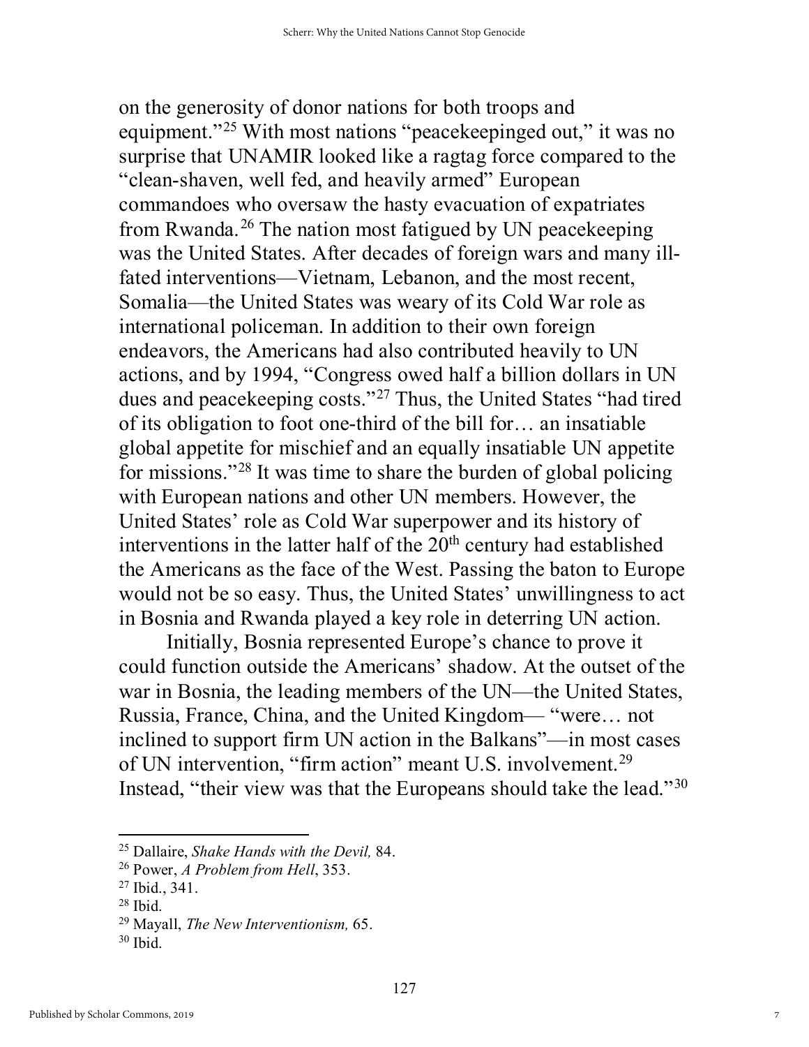on the generosity of donor nations for both troops and equipment."[25] With most nations "peacekeepinged out," it was no surprise that UNAMIR looked like a ragtag force compared to the "clean-shaven, well fed, and heavily armed" European commandoes who oversaw the hasty evacuation of expatriates from Rwanda.[26] The nation most fatigued by UN peacekeeping was the United States. After decades of foreign wars and many ill-fated interventions—Vietnam, Lebanon, and the most recent, Somalia—the United States was weary of its Cold War role as international policeman. In addition to their own foreign endeavors, the Americans had also contributed heavily to UN actions, and by 1994, "Congress owed half a billion dollars in UN dues and peacekeeping costs."[27] Thus, the United States "had tired of its obligation to foot one-third of the bill for… an insatiable global appetite for mischief and an equally insatiable UN appetite for missions."[28] It was time to share the burden of global policing with European nations and other UN members. However, the United States' role as Cold War superpower and its history of interventions in the latter half of the 20th century had established the Americans as the face of the West. Passing the baton to Europe would not be so easy. Thus, the United States' unwillingness to act in Bosnia and Rwanda played a key role in deterring UN action.

Initially, Bosnia represented Europe's chance to prove it could function outside the Americans' shadow. At the outset of the war in Bosnia, the leading members of the UN—the United States, Russia, France, China, and the United Kingdom— "were… not inclined to support firm UN action in the Balkans"—in most cases of UN intervention, "firm action" meant U.S. involvement.[29] Instead, "their view was that the Europeans should take the lead."[30]

---

[25] Dallaire, *Shake Hands with the Devil,* 84.

[26] Power, *A Problem from Hell*, 353.

[27] Ibid., 341.

[28] Ibid.

[29] Mayall, *The New Interventionism,* 65.

[30] Ibid.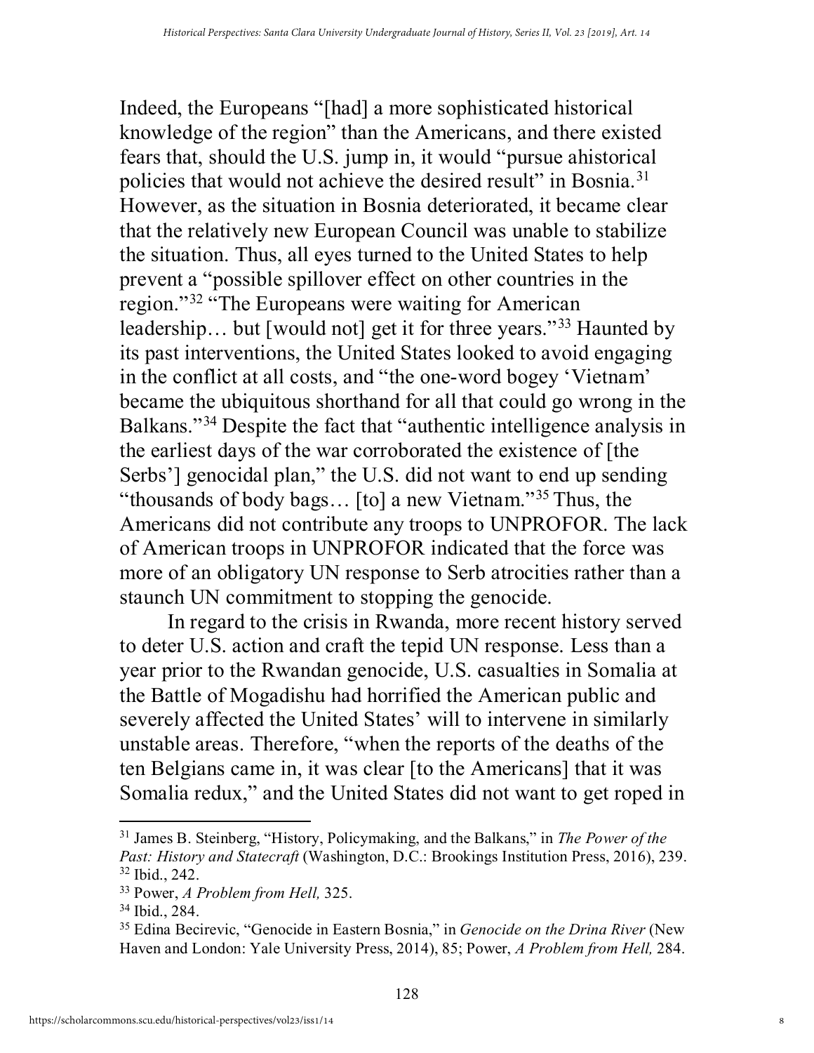Indeed, the Europeans "[had] a more sophisticated historical knowledge of the region" than the Americans, and there existed fears that, should the U.S. jump in, it would "pursue ahistorical policies that would not achieve the desired result" in Bosnia.[31] However, as the situation in Bosnia deteriorated, it became clear that the relatively new European Council was unable to stabilize the situation. Thus, all eyes turned to the United States to help prevent a "possible spillover effect on other countries in the region."[32] "The Europeans were waiting for American leadership… but [would not] get it for three years."[33] Haunted by its past interventions, the United States looked to avoid engaging in the conflict at all costs, and "the one-word bogey 'Vietnam' became the ubiquitous shorthand for all that could go wrong in the Balkans."[34] Despite the fact that "authentic intelligence analysis in the earliest days of the war corroborated the existence of [the Serbs'] genocidal plan," the U.S. did not want to end up sending "thousands of body bags… [to] a new Vietnam."[35] Thus, the Americans did not contribute any troops to UNPROFOR. The lack of American troops in UNPROFOR indicated that the force was more of an obligatory UN response to Serb atrocities rather than a staunch UN commitment to stopping the genocide.

In regard to the crisis in Rwanda, more recent history served to deter U.S. action and craft the tepid UN response. Less than a year prior to the Rwandan genocide, U.S. casualties in Somalia at the Battle of Mogadishu had horrified the American public and severely affected the United States' will to intervene in similarly unstable areas. Therefore, "when the reports of the deaths of the ten Belgians came in, it was clear [to the Americans] that it was Somalia redux," and the United States did not want to get roped in

---

[31] James B. Steinberg, "History, Policymaking, and the Balkans," in *The Power of the Past: History and Statecraft* (Washington, D.C.: Brookings Institution Press, 2016), 239.
[32] Ibid., 242.
[33] Power, *A Problem from Hell,* 325.
[34] Ibid., 284.
[35] Edina Becirevic, "Genocide in Eastern Bosnia," in *Genocide on the Drina River* (New Haven and London: Yale University Press, 2014), 85; Power, *A Problem from Hell,* 284.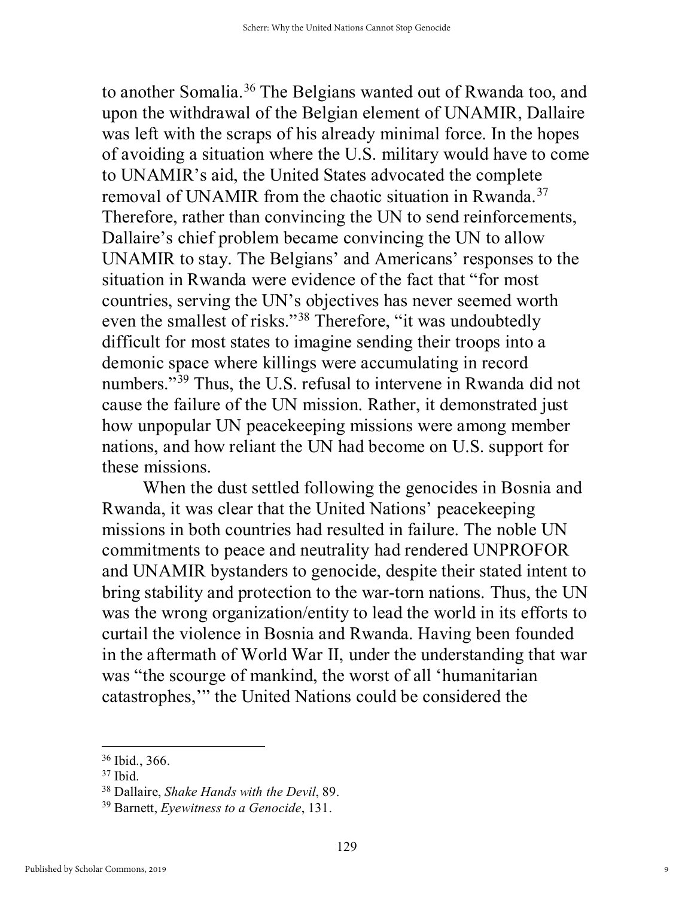to another Somalia.[36] The Belgians wanted out of Rwanda too, and upon the withdrawal of the Belgian element of UNAMIR, Dallaire was left with the scraps of his already minimal force. In the hopes of avoiding a situation where the U.S. military would have to come to UNAMIR's aid, the United States advocated the complete removal of UNAMIR from the chaotic situation in Rwanda.[37] Therefore, rather than convincing the UN to send reinforcements, Dallaire's chief problem became convincing the UN to allow UNAMIR to stay. The Belgians' and Americans' responses to the situation in Rwanda were evidence of the fact that "for most countries, serving the UN's objectives has never seemed worth even the smallest of risks."[38] Therefore, "it was undoubtedly difficult for most states to imagine sending their troops into a demonic space where killings were accumulating in record numbers."[39] Thus, the U.S. refusal to intervene in Rwanda did not cause the failure of the UN mission. Rather, it demonstrated just how unpopular UN peacekeeping missions were among member nations, and how reliant the UN had become on U.S. support for these missions.

When the dust settled following the genocides in Bosnia and Rwanda, it was clear that the United Nations' peacekeeping missions in both countries had resulted in failure. The noble UN commitments to peace and neutrality had rendered UNPROFOR and UNAMIR bystanders to genocide, despite their stated intent to bring stability and protection to the war-torn nations. Thus, the UN was the wrong organization/entity to lead the world in its efforts to curtail the violence in Bosnia and Rwanda. Having been founded in the aftermath of World War II, under the understanding that war was "the scourge of mankind, the worst of all 'humanitarian catastrophes,'" the United Nations could be considered the

---

[36] Ibid., 366.

[37] Ibid.

[38] Dallaire, *Shake Hands with the Devil*, 89.

[39] Barnett, *Eyewitness to a Genocide*, 131.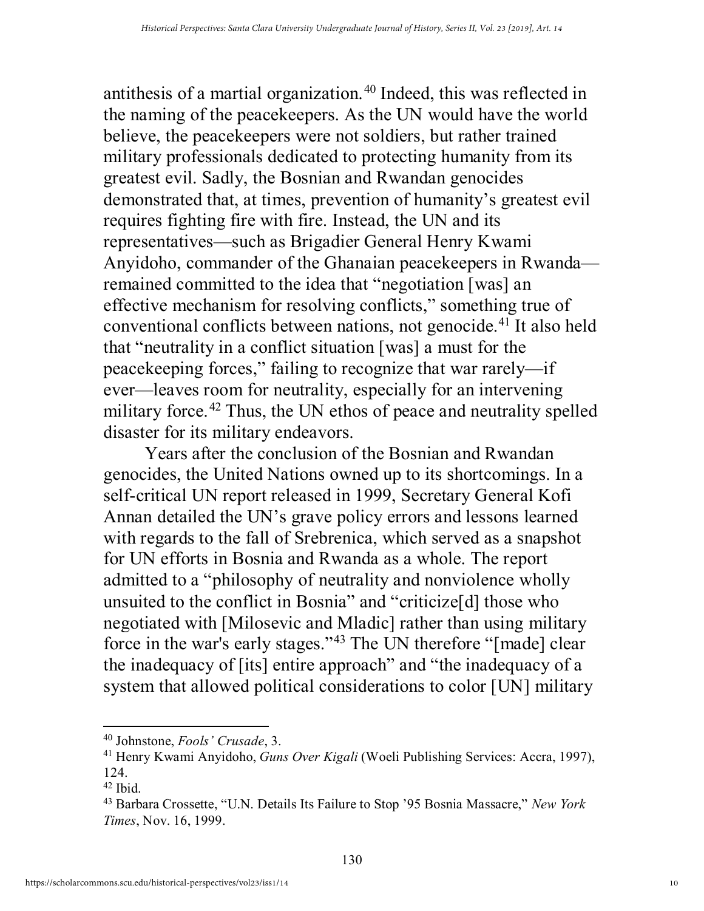antithesis of a martial organization.[40] Indeed, this was reflected in the naming of the peacekeepers. As the UN would have the world believe, the peacekeepers were not soldiers, but rather trained military professionals dedicated to protecting humanity from its greatest evil. Sadly, the Bosnian and Rwandan genocides demonstrated that, at times, prevention of humanity's greatest evil requires fighting fire with fire. Instead, the UN and its representatives—such as Brigadier General Henry Kwami Anyidoho, commander of the Ghanaian peacekeepers in Rwanda—remained committed to the idea that "negotiation [was] an effective mechanism for resolving conflicts," something true of conventional conflicts between nations, not genocide.[41] It also held that "neutrality in a conflict situation [was] a must for the peacekeeping forces," failing to recognize that war rarely—if ever—leaves room for neutrality, especially for an intervening military force.[42] Thus, the UN ethos of peace and neutrality spelled disaster for its military endeavors.

Years after the conclusion of the Bosnian and Rwandan genocides, the United Nations owned up to its shortcomings. In a self-critical UN report released in 1999, Secretary General Kofi Annan detailed the UN's grave policy errors and lessons learned with regards to the fall of Srebrenica, which served as a snapshot for UN efforts in Bosnia and Rwanda as a whole. The report admitted to a "philosophy of neutrality and nonviolence wholly unsuited to the conflict in Bosnia" and "criticize[d] those who negotiated with [Milosevic and Mladic] rather than using military force in the war's early stages."[43] The UN therefore "[made] clear the inadequacy of [its] entire approach" and "the inadequacy of a system that allowed political considerations to color [UN] military

---

[40] Johnstone, *Fools' Crusade*, 3.

[41] Henry Kwami Anyidoho, *Guns Over Kigali* (Woeli Publishing Services: Accra, 1997), 124.

[42] Ibid.

[43] Barbara Crossette, "U.N. Details Its Failure to Stop '95 Bosnia Massacre," *New York Times*, Nov. 16, 1999.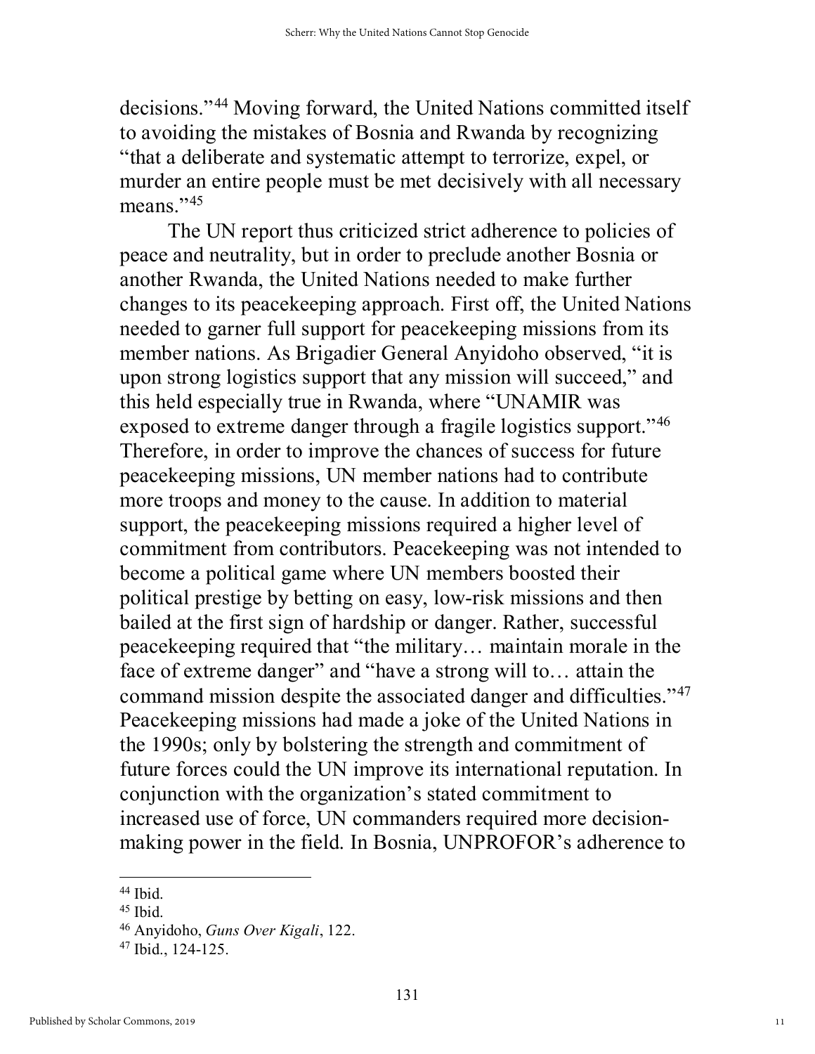decisions."[44] Moving forward, the United Nations committed itself to avoiding the mistakes of Bosnia and Rwanda by recognizing "that a deliberate and systematic attempt to terrorize, expel, or murder an entire people must be met decisively with all necessary means."[45]

The UN report thus criticized strict adherence to policies of peace and neutrality, but in order to preclude another Bosnia or another Rwanda, the United Nations needed to make further changes to its peacekeeping approach. First off, the United Nations needed to garner full support for peacekeeping missions from its member nations. As Brigadier General Anyidoho observed, "it is upon strong logistics support that any mission will succeed," and this held especially true in Rwanda, where "UNAMIR was exposed to extreme danger through a fragile logistics support."[46] Therefore, in order to improve the chances of success for future peacekeeping missions, UN member nations had to contribute more troops and money to the cause. In addition to material support, the peacekeeping missions required a higher level of commitment from contributors. Peacekeeping was not intended to become a political game where UN members boosted their political prestige by betting on easy, low-risk missions and then bailed at the first sign of hardship or danger. Rather, successful peacekeeping required that "the military… maintain morale in the face of extreme danger" and "have a strong will to… attain the command mission despite the associated danger and difficulties."[47] Peacekeeping missions had made a joke of the United Nations in the 1990s; only by bolstering the strength and commitment of future forces could the UN improve its international reputation. In conjunction with the organization's stated commitment to increased use of force, UN commanders required more decision-making power in the field. In Bosnia, UNPROFOR's adherence to

---

[44] Ibid.

[45] Ibid.

[46] Anyidoho, *Guns Over Kigali*, 122.

[47] Ibid., 124-125.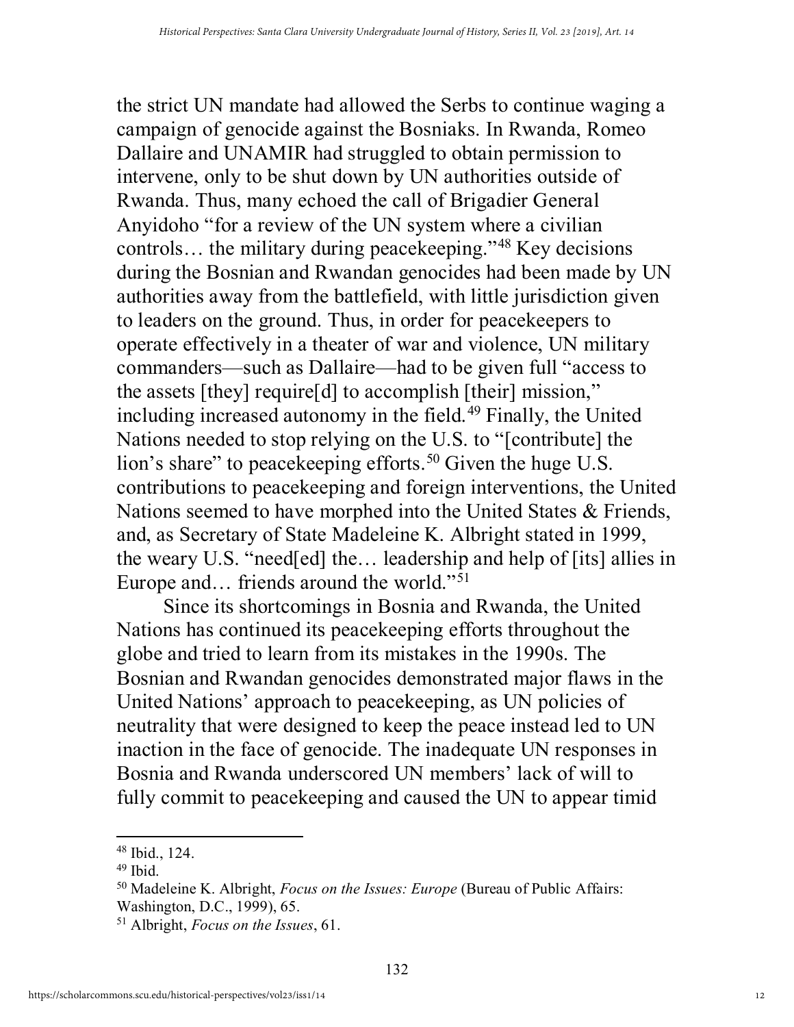the strict UN mandate had allowed the Serbs to continue waging a campaign of genocide against the Bosniaks. In Rwanda, Romeo Dallaire and UNAMIR had struggled to obtain permission to intervene, only to be shut down by UN authorities outside of Rwanda. Thus, many echoed the call of Brigadier General Anyidoho "for a review of the UN system where a civilian controls… the military during peacekeeping."[48] Key decisions during the Bosnian and Rwandan genocides had been made by UN authorities away from the battlefield, with little jurisdiction given to leaders on the ground. Thus, in order for peacekeepers to operate effectively in a theater of war and violence, UN military commanders—such as Dallaire—had to be given full "access to the assets [they] require[d] to accomplish [their] mission," including increased autonomy in the field.[49] Finally, the United Nations needed to stop relying on the U.S. to "[contribute] the lion's share" to peacekeeping efforts.[50] Given the huge U.S. contributions to peacekeeping and foreign interventions, the United Nations seemed to have morphed into the United States & Friends, and, as Secretary of State Madeleine K. Albright stated in 1999, the weary U.S. "need[ed] the… leadership and help of [its] allies in Europe and… friends around the world."[51]

Since its shortcomings in Bosnia and Rwanda, the United Nations has continued its peacekeeping efforts throughout the globe and tried to learn from its mistakes in the 1990s. The Bosnian and Rwandan genocides demonstrated major flaws in the United Nations' approach to peacekeeping, as UN policies of neutrality that were designed to keep the peace instead led to UN inaction in the face of genocide. The inadequate UN responses in Bosnia and Rwanda underscored UN members' lack of will to fully commit to peacekeeping and caused the UN to appear timid

---

[48] Ibid., 124.

[49] Ibid.

[50] Madeleine K. Albright, *Focus on the Issues: Europe* (Bureau of Public Affairs: Washington, D.C., 1999), 65.

[51] Albright, *Focus on the Issues*, 61.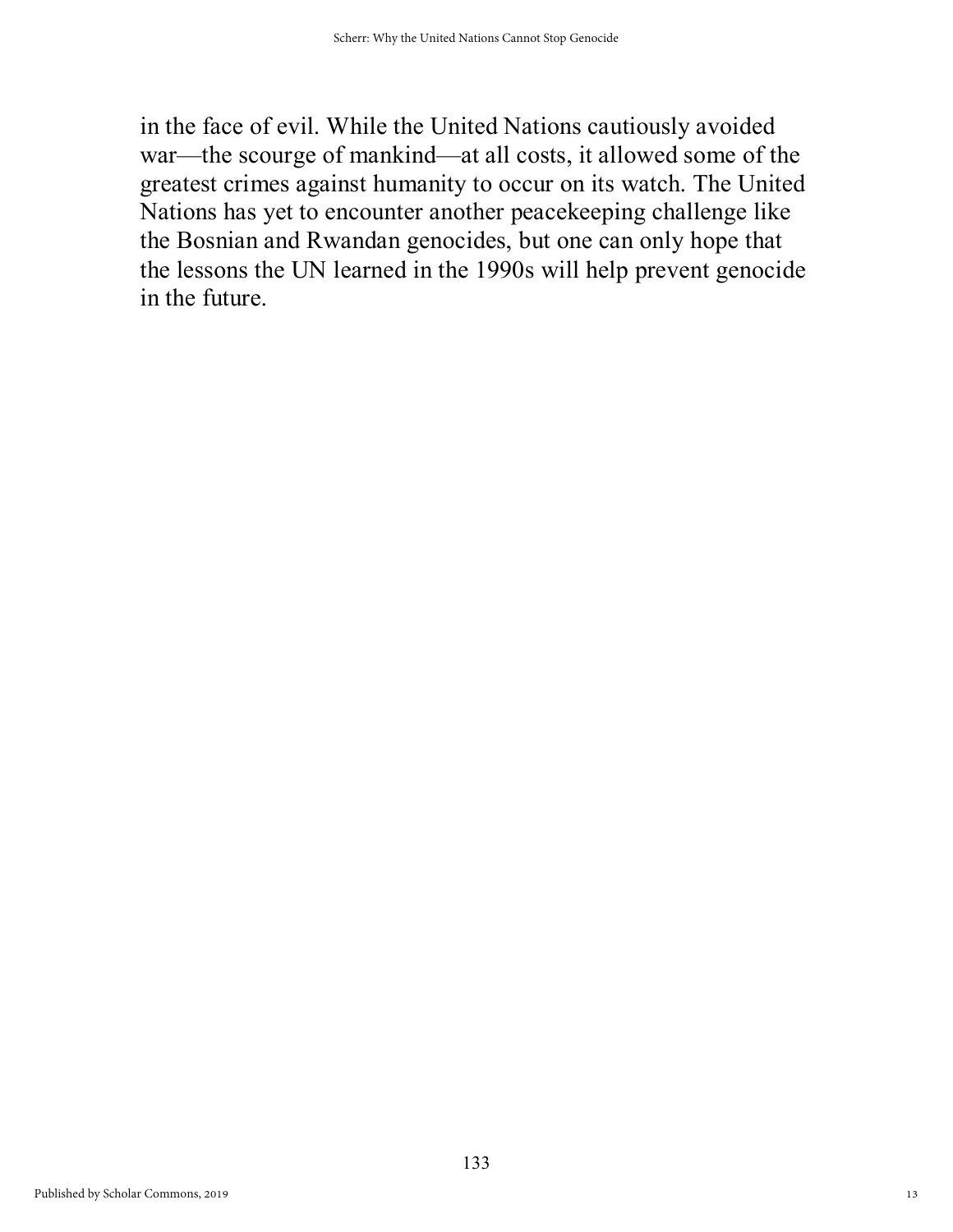in the face of evil. While the United Nations cautiously avoided war—the scourge of mankind—at all costs, it allowed some of the greatest crimes against humanity to occur on its watch. The United Nations has yet to encounter another peacekeeping challenge like the Bosnian and Rwandan genocides, but one can only hope that the lessons the UN learned in the 1990s will help prevent genocide in the future.